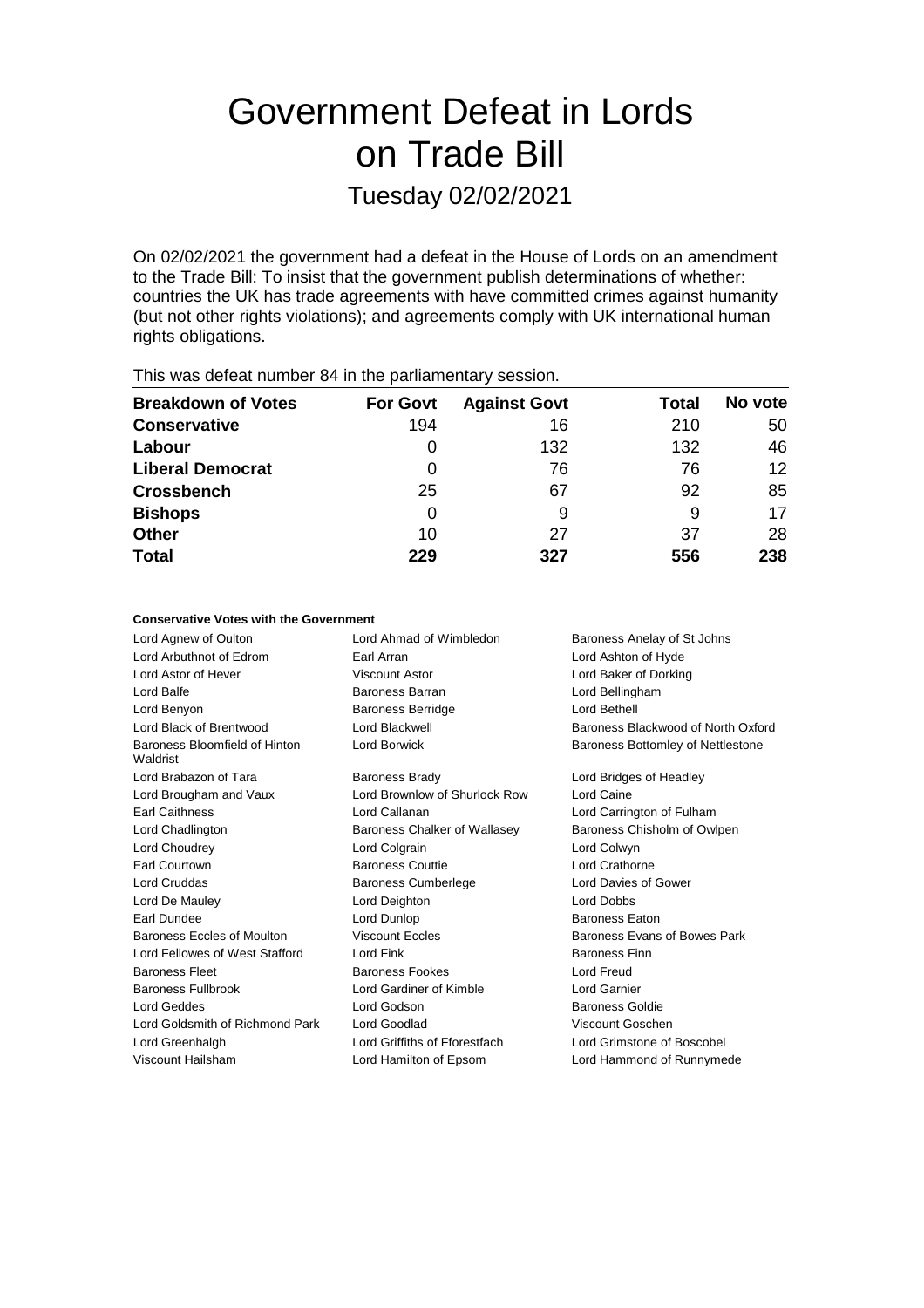# Government Defeat in Lords on Trade Bill

## Tuesday 02/02/2021

On 02/02/2021 the government had a defeat in the House of Lords on an amendment to the Trade Bill: To insist that the government publish determinations of whether: countries the UK has trade agreements with have committed crimes against humanity (but not other rights violations); and agreements comply with UK international human rights obligations.

This was defeat number 84 in the parliamentary session.

| Breakdown of Votes | For Govt | Against Govt | Total | No vote |
|---|---|---|---|---|
| **Conservative** | 194 | 16 | 210 | 50 |
| **Labour** | 0 | 132 | 132 | 46 |
| **Liberal Democrat** | 0 | 76 | 76 | 12 |
| **Crossbench** | 25 | 67 | 92 | 85 |
| **Bishops** | 0 | 9 | 9 | 17 |
| **Other** | 10 | 27 | 37 | 28 |
| **Total** | **229** | **327** | **556** | **238** |

#### Conservative Votes with the Government

| | | |
|---|---|---|
| Lord Agnew of Oulton | Lord Ahmad of Wimbledon | Baroness Anelay of St Johns |
| Lord Arbuthnot of Edrom | Earl Arran | Lord Ashton of Hyde |
| Lord Astor of Hever | Viscount Astor | Lord Baker of Dorking |
| Lord Balfe | Baroness Barran | Lord Bellingham |
| Lord Benyon | Baroness Berridge | Lord Bethell |
| Lord Black of Brentwood | Lord Blackwell | Baroness Blackwood of North Oxford |
| Baroness Bloomfield of Hinton Waldrist | Lord Borwick | Baroness Bottomley of Nettlestone |
| Lord Brabazon of Tara | Baroness Brady | Lord Bridges of Headley |
| Lord Brougham and Vaux | Lord Brownlow of Shurlock Row | Lord Caine |
| Earl Caithness | Lord Callanan | Lord Carrington of Fulham |
| Lord Chadlington | Baroness Chalker of Wallasey | Baroness Chisholm of Owlpen |
| Lord Choudrey | Lord Colgrain | Lord Colwyn |
| Earl Courtown | Baroness Couttie | Lord Crathorne |
| Lord Cruddas | Baroness Cumberlege | Lord Davies of Gower |
| Lord De Mauley | Lord Deighton | Lord Dobbs |
| Earl Dundee | Lord Dunlop | Baroness Eaton |
| Baroness Eccles of Moulton | Viscount Eccles | Baroness Evans of Bowes Park |
| Lord Fellowes of West Stafford | Lord Fink | Baroness Finn |
| Baroness Fleet | Baroness Fookes | Lord Freud |
| Baroness Fullbrook | Lord Gardiner of Kimble | Lord Garnier |
| Lord Geddes | Lord Godson | Baroness Goldie |
| Lord Goldsmith of Richmond Park | Lord Goodlad | Viscount Goschen |
| Lord Greenhalgh | Lord Griffiths of Fforestfach | Lord Grimstone of Boscobel |
| Viscount Hailsham | Lord Hamilton of Epsom | Lord Hammond of Runnymede |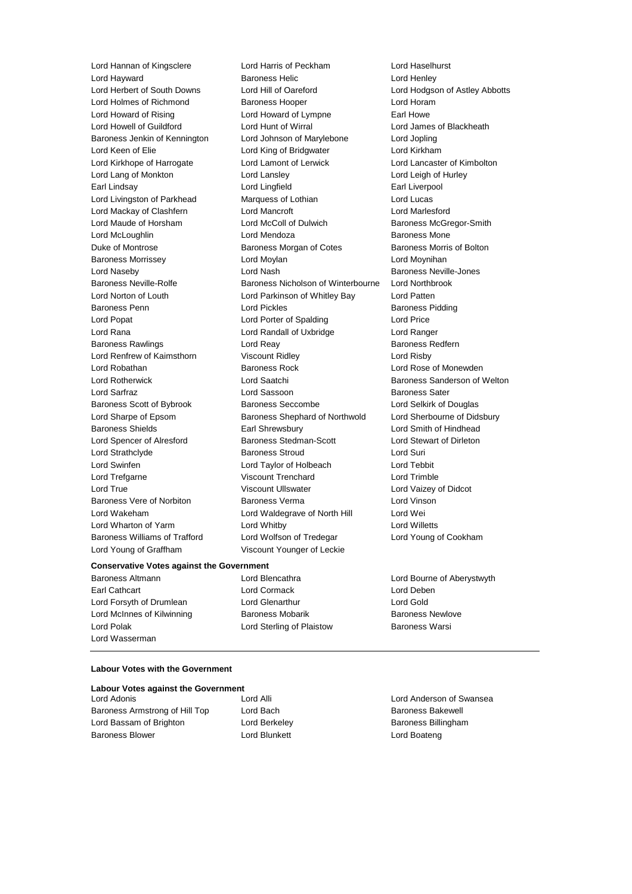Lord Hannan of Kingsclere
Lord Harris of Peckham
Lord Haselhurst
Lord Hayward
Baroness Helic
Lord Henley
Lord Herbert of South Downs
Lord Hill of Oareford
Lord Hodgson of Astley Abbotts
Lord Holmes of Richmond
Baroness Hooper
Lord Horam
Lord Howard of Rising
Lord Howard of Lympne
Earl Howe
Lord Howell of Guildford
Lord Hunt of Wirral
Lord James of Blackheath
Baroness Jenkin of Kennington
Lord Johnson of Marylebone
Lord Jopling
Lord Keen of Elie
Lord King of Bridgwater
Lord Kirkham
Lord Kirkhope of Harrogate
Lord Lamont of Lerwick
Lord Lancaster of Kimbolton
Lord Lang of Monkton
Lord Lansley
Lord Leigh of Hurley
Earl Lindsay
Lord Lingfield
Earl Liverpool
Lord Livingston of Parkhead
Marquess of Lothian
Lord Lucas
Lord Mackay of Clashfern
Lord Mancroft
Lord Marlesford
Lord Maude of Horsham
Lord McColl of Dulwich
Baroness McGregor-Smith
Lord McLoughlin
Lord Mendoza
Baroness Mone
Duke of Montrose
Baroness Morgan of Cotes
Baroness Morris of Bolton
Baroness Morrissey
Lord Moylan
Lord Moynihan
Lord Naseby
Lord Nash
Baroness Neville-Jones
Baroness Neville-Rolfe
Baroness Nicholson of Winterbourne
Lord Northbrook
Lord Norton of Louth
Lord Parkinson of Whitley Bay
Lord Patten
Baroness Penn
Lord Pickles
Baroness Pidding
Lord Popat
Lord Porter of Spalding
Lord Price
Lord Rana
Lord Randall of Uxbridge
Lord Ranger
Baroness Rawlings
Lord Reay
Baroness Redfern
Lord Renfrew of Kaimsthorn
Viscount Ridley
Lord Risby
Lord Robathan
Baroness Rock
Lord Rose of Monewden
Lord Rotherwick
Lord Saatchi
Baroness Sanderson of Welton
Lord Sarfraz
Lord Sassoon
Baroness Sater
Baroness Scott of Bybrook
Baroness Seccombe
Lord Selkirk of Douglas
Lord Sharpe of Epsom
Baroness Shephard of Northwold
Lord Sherbourne of Didsbury
Baroness Shields
Earl Shrewsbury
Lord Smith of Hindhead
Lord Spencer of Alresford
Baroness Stedman-Scott
Lord Stewart of Dirleton
Lord Strathclyde
Baroness Stroud
Lord Suri
Lord Swinfen
Lord Taylor of Holbeach
Lord Tebbit
Lord Trefgarne
Viscount Trenchard
Lord Trimble
Lord True
Viscount Ullswater
Lord Vaizey of Didcot
Baroness Vere of Norbiton
Baroness Verma
Lord Vinson
Lord Wakeham
Lord Waldegrave of North Hill
Lord Wei
Lord Wharton of Yarm
Lord Whitby
Lord Willetts
Baroness Williams of Trafford
Lord Wolfson of Tredegar
Lord Young of Cookham
Lord Young of Graffham
Viscount Younger of Leckie

**Conservative Votes against the Government**

Baroness Altmann
Lord Blencathra
Lord Bourne of Aberystwyth
Earl Cathcart
Lord Cormack
Lord Deben
Lord Forsyth of Drumlean
Lord Glenarthur
Lord Gold
Lord McInnes of Kilwinning
Baroness Mobarik
Baroness Newlove
Lord Polak
Lord Sterling of Plaistow
Baroness Warsi
Lord Wasserman

---

**Labour Votes with the Government**

**Labour Votes against the Government**

Lord Adonis
Lord Alli
Lord Anderson of Swansea
Baroness Armstrong of Hill Top
Lord Bach
Baroness Bakewell
Lord Bassam of Brighton
Lord Berkeley
Baroness Billingham
Baroness Blower
Lord Blunkett
Lord Boateng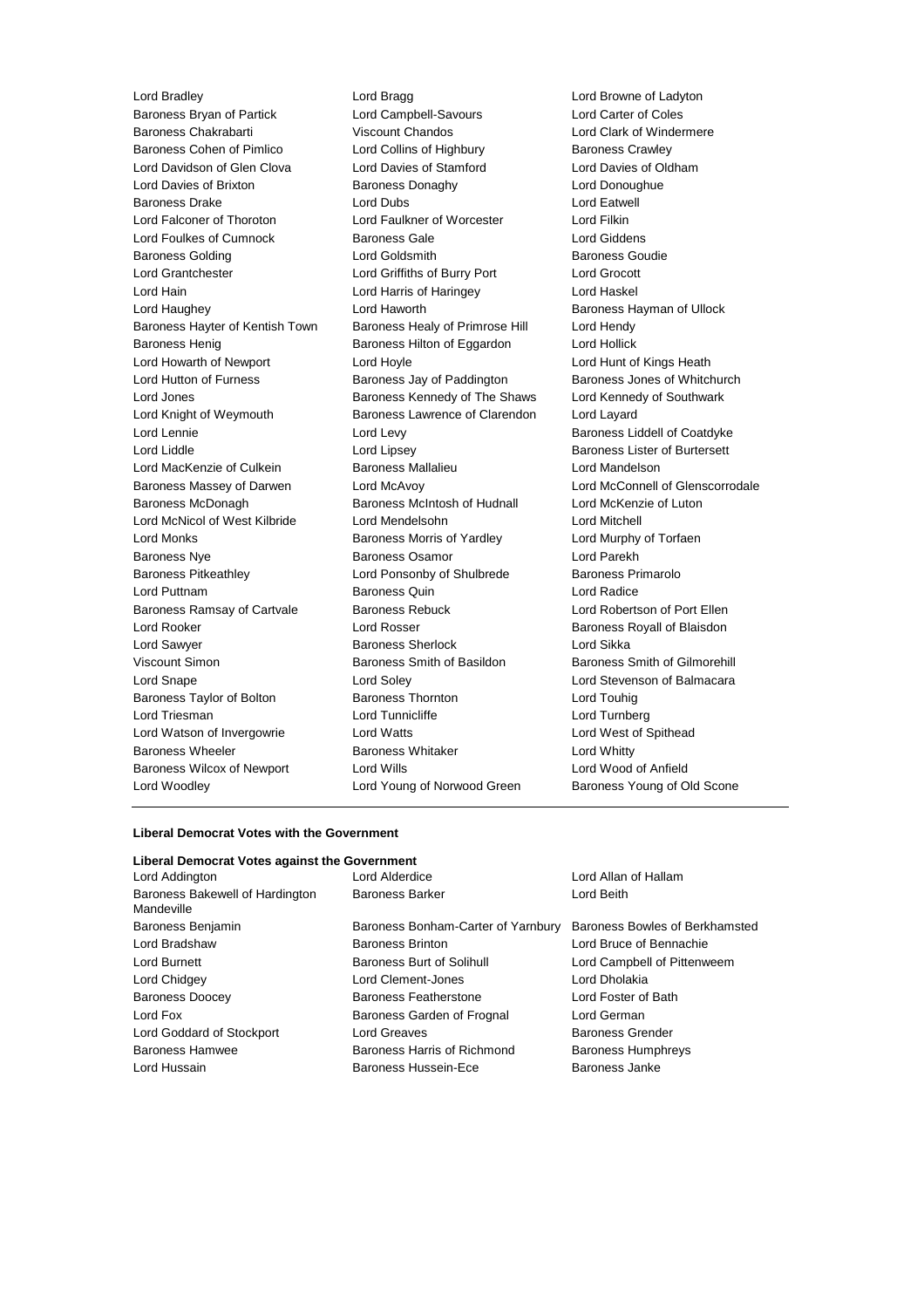| | | |
|---|---|---|
| Lord Bradley | Lord Bragg | Lord Browne of Ladyton |
| Baroness Bryan of Partick | Lord Campbell-Savours | Lord Carter of Coles |
| Baroness Chakrabarti | Viscount Chandos | Lord Clark of Windermere |
| Baroness Cohen of Pimlico | Lord Collins of Highbury | Baroness Crawley |
| Lord Davidson of Glen Clova | Lord Davies of Stamford | Lord Davies of Oldham |
| Lord Davies of Brixton | Baroness Donaghy | Lord Donoughue |
| Baroness Drake | Lord Dubs | Lord Eatwell |
| Lord Falconer of Thoroton | Lord Faulkner of Worcester | Lord Filkin |
| Lord Foulkes of Cumnock | Baroness Gale | Lord Giddens |
| Baroness Golding | Lord Goldsmith | Baroness Goudie |
| Lord Grantchester | Lord Griffiths of Burry Port | Lord Grocott |
| Lord Hain | Lord Harris of Haringey | Lord Haskel |
| Lord Haughey | Lord Haworth | Baroness Hayman of Ullock |
| Baroness Hayter of Kentish Town | Baroness Healy of Primrose Hill | Lord Hendy |
| Baroness Henig | Baroness Hilton of Eggardon | Lord Hollick |
| Lord Howarth of Newport | Lord Hoyle | Lord Hunt of Kings Heath |
| Lord Hutton of Furness | Baroness Jay of Paddington | Baroness Jones of Whitchurch |
| Lord Jones | Baroness Kennedy of The Shaws | Lord Kennedy of Southwark |
| Lord Knight of Weymouth | Baroness Lawrence of Clarendon | Lord Layard |
| Lord Lennie | Lord Levy | Baroness Liddell of Coatdyke |
| Lord Liddle | Lord Lipsey | Baroness Lister of Burtersett |
| Lord MacKenzie of Culkein | Baroness Mallalieu | Lord Mandelson |
| Baroness Massey of Darwen | Lord McAvoy | Lord McConnell of Glenscorrodale |
| Baroness McDonagh | Baroness McIntosh of Hudnall | Lord McKenzie of Luton |
| Lord McNicol of West Kilbride | Lord Mendelsohn | Lord Mitchell |
| Lord Monks | Baroness Morris of Yardley | Lord Murphy of Torfaen |
| Baroness Nye | Baroness Osamor | Lord Parekh |
| Baroness Pitkeathley | Lord Ponsonby of Shulbrede | Baroness Primarolo |
| Lord Puttnam | Baroness Quin | Lord Radice |
| Baroness Ramsay of Cartvale | Baroness Rebuck | Lord Robertson of Port Ellen |
| Lord Rooker | Lord Rosser | Baroness Royall of Blaisdon |
| Lord Sawyer | Baroness Sherlock | Lord Sikka |
| Viscount Simon | Baroness Smith of Basildon | Baroness Smith of Gilmorehill |
| Lord Snape | Lord Soley | Lord Stevenson of Balmacara |
| Baroness Taylor of Bolton | Baroness Thornton | Lord Touhig |
| Lord Triesman | Lord Tunnicliffe | Lord Turnberg |
| Lord Watson of Invergowrie | Lord Watts | Lord West of Spithead |
| Baroness Wheeler | Baroness Whitaker | Lord Whitty |
| Baroness Wilcox of Newport | Lord Wills | Lord Wood of Anfield |
| Lord Woodley | Lord Young of Norwood Green | Baroness Young of Old Scone |

**Liberal Democrat Votes with the Government**

**Liberal Democrat Votes against the Government**

| | | |
|---|---|---|
| Lord Addington | Lord Alderdice | Lord Allan of Hallam |
| Baroness Bakewell of Hardington Mandeville | Baroness Barker | Lord Beith |
| Baroness Benjamin | Baroness Bonham-Carter of Yarnbury | Baroness Bowles of Berkhamsted |
| Lord Bradshaw | Baroness Brinton | Lord Bruce of Bennachie |
| Lord Burnett | Baroness Burt of Solihull | Lord Campbell of Pittenweem |
| Lord Chidgey | Lord Clement-Jones | Lord Dholakia |
| Baroness Doocey | Baroness Featherstone | Lord Foster of Bath |
| Lord Fox | Baroness Garden of Frognal | Lord German |
| Lord Goddard of Stockport | Lord Greaves | Baroness Grender |
| Baroness Hamwee | Baroness Harris of Richmond | Baroness Humphreys |
| Lord Hussain | Baroness Hussein-Ece | Baroness Janke |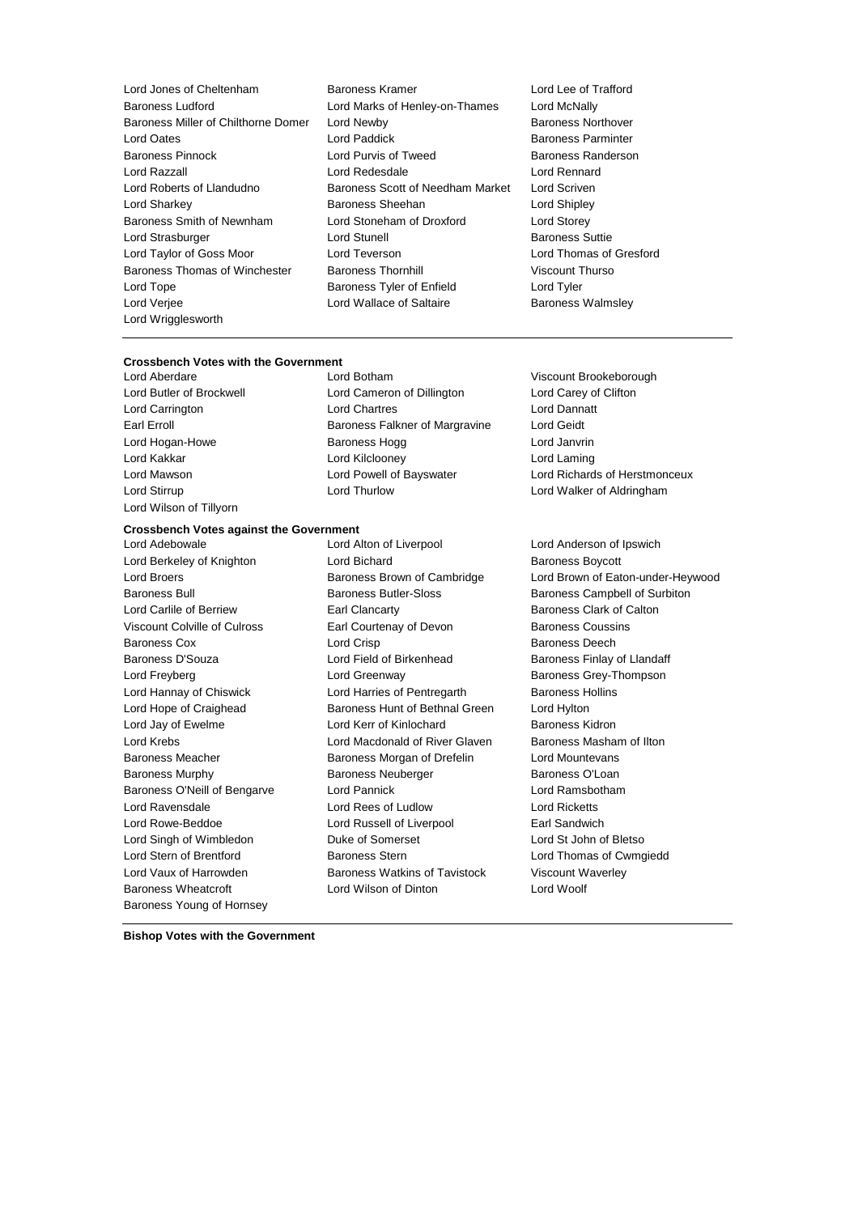Lord Jones of Cheltenham
Baroness Kramer
Lord Lee of Trafford
Baroness Ludford
Lord Marks of Henley-on-Thames
Lord McNally
Baroness Miller of Chilthorne Domer
Lord Newby
Baroness Northover
Lord Oates
Lord Paddick
Baroness Parminter
Baroness Pinnock
Lord Purvis of Tweed
Baroness Randerson
Lord Razzall
Lord Redesdale
Lord Rennard
Lord Roberts of Llandudno
Baroness Scott of Needham Market
Lord Scriven
Lord Sharkey
Baroness Sheehan
Lord Shipley
Baroness Smith of Newnham
Lord Stoneham of Droxford
Lord Storey
Lord Strasburger
Lord Stunell
Baroness Suttie
Lord Taylor of Goss Moor
Lord Teverson
Lord Thomas of Gresford
Baroness Thomas of Winchester
Baroness Thornhill
Viscount Thurso
Lord Tope
Baroness Tyler of Enfield
Lord Tyler
Lord Verjee
Lord Wallace of Saltaire
Baroness Walmsley
Lord Wrigglesworth

---

**Crossbench Votes with the Government**

Lord Aberdare
Lord Botham
Viscount Brookeborough
Lord Butler of Brockwell
Lord Cameron of Dillington
Lord Carey of Clifton
Lord Carrington
Lord Chartres
Lord Dannatt
Earl Erroll
Baroness Falkner of Margravine
Lord Geidt
Lord Hogan-Howe
Baroness Hogg
Lord Janvrin
Lord Kakkar
Lord Kilclooney
Lord Laming
Lord Mawson
Lord Powell of Bayswater
Lord Richards of Herstmonceux
Lord Stirrup
Lord Thurlow
Lord Walker of Aldringham
Lord Wilson of Tillyorn

**Crossbench Votes against the Government**

Lord Adebowale
Lord Alton of Liverpool
Lord Anderson of Ipswich
Lord Berkeley of Knighton
Lord Bichard
Baroness Boycott
Lord Broers
Baroness Brown of Cambridge
Lord Brown of Eaton-under-Heywood
Baroness Bull
Baroness Butler-Sloss
Baroness Campbell of Surbiton
Lord Carlile of Berriew
Earl Clancarty
Baroness Clark of Calton
Viscount Colville of Culross
Earl Courtenay of Devon
Baroness Coussins
Baroness Cox
Lord Crisp
Baroness Deech
Baroness D'Souza
Lord Field of Birkenhead
Baroness Finlay of Llandaff
Lord Freyberg
Lord Greenway
Baroness Grey-Thompson
Lord Hannay of Chiswick
Lord Harries of Pentregarth
Baroness Hollins
Lord Hope of Craighead
Baroness Hunt of Bethnal Green
Lord Hylton
Lord Jay of Ewelme
Lord Kerr of Kinlochard
Baroness Kidron
Lord Krebs
Lord Macdonald of River Glaven
Baroness Masham of Ilton
Baroness Meacher
Baroness Morgan of Drefelin
Lord Mountevans
Baroness Murphy
Baroness Neuberger
Baroness O'Loan
Baroness O'Neill of Bengarve
Lord Pannick
Lord Ramsbotham
Lord Ravensdale
Lord Rees of Ludlow
Lord Ricketts
Lord Rowe-Beddoe
Lord Russell of Liverpool
Earl Sandwich
Lord Singh of Wimbledon
Duke of Somerset
Lord St John of Bletso
Lord Stern of Brentford
Baroness Stern
Lord Thomas of Cwmgiedd
Lord Vaux of Harrowden
Baroness Watkins of Tavistock
Viscount Waverley
Baroness Wheatcroft
Lord Wilson of Dinton
Lord Woolf
Baroness Young of Hornsey

---

**Bishop Votes with the Government**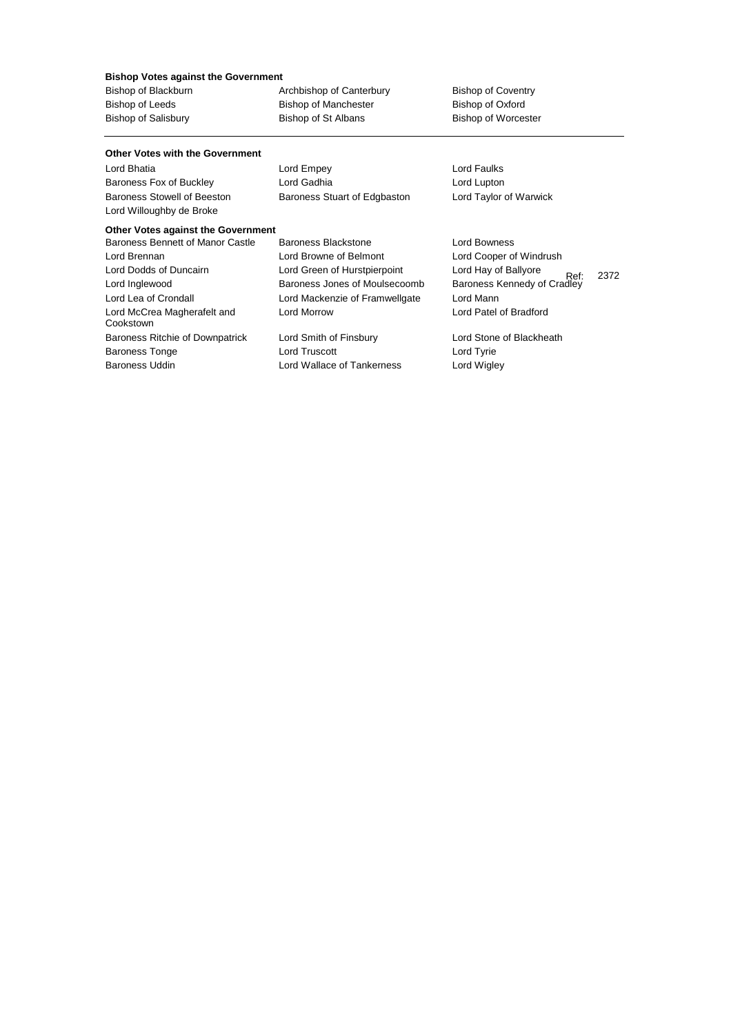**Bishop Votes against the Government**

| | | |
|---|---|---|
| Bishop of Blackburn | Archbishop of Canterbury | Bishop of Coventry |
| Bishop of Leeds | Bishop of Manchester | Bishop of Oxford |
| Bishop of Salisbury | Bishop of St Albans | Bishop of Worcester |

**Other Votes with the Government**

| | | |
|---|---|---|
| Lord Bhatia | Lord Empey | Lord Faulks |
| Baroness Fox of Buckley | Lord Gadhia | Lord Lupton |
| Baroness Stowell of Beeston | Baroness Stuart of Edgbaston | Lord Taylor of Warwick |
| Lord Willoughby de Broke | | |

**Other Votes against the Government**

| | | |
|---|---|---|
| Baroness Bennett of Manor Castle | Baroness Blackstone | Lord Bowness |
| Lord Brennan | Lord Browne of Belmont | Lord Cooper of Windrush |
| Lord Dodds of Duncairn | Lord Green of Hurstpierpoint | Lord Hay of Ballyore |
| Lord Inglewood | Baroness Jones of Moulsecoomb | Baroness Kennedy of Cradley |
| Lord Lea of Crondall | Lord Mackenzie of Framwellgate | Lord Mann |
| Lord McCrea Magherafelt and Cookstown | Lord Morrow | Lord Patel of Bradford |
| Baroness Ritchie of Downpatrick | Lord Smith of Finsbury | Lord Stone of Blackheath |
| Baroness Tonge | Lord Truscott | Lord Tyrie |
| Baroness Uddin | Lord Wallace of Tankerness | Lord Wigley |

Ref: 2372